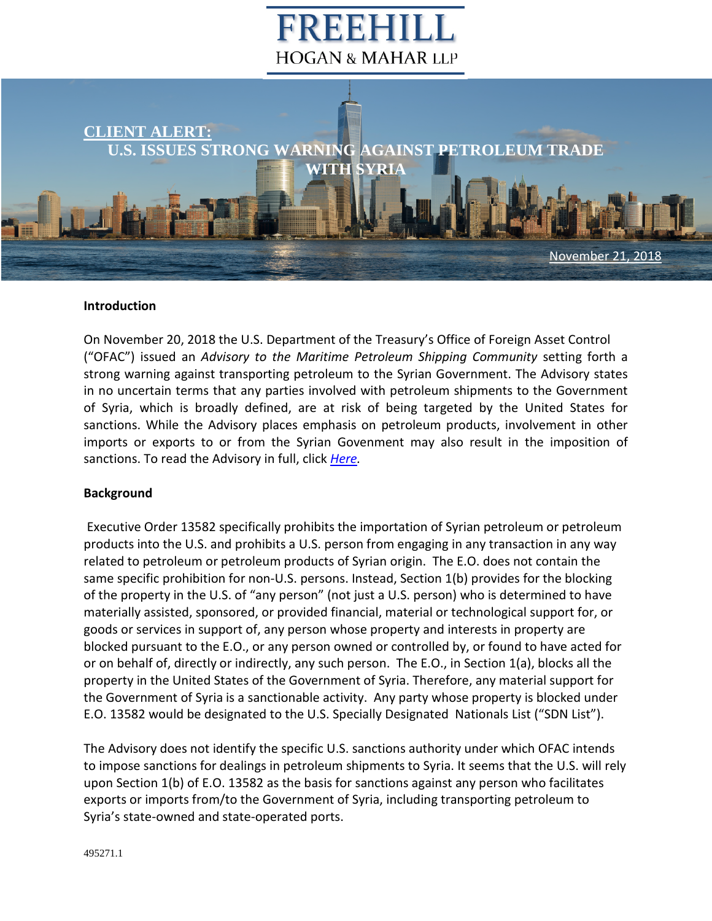# FREEHILL
## HOGAN & MAHAR LLP

**CLIENT ALERT:**

# U.S. ISSUES STRONG WARNING AGAINST PETROLEUM TRADE WITH SYRIA

November 21, 2018

**Introduction**

On November 20, 2018 the U.S. Department of the Treasury's Office of Foreign Asset Control ("OFAC") issued an *Advisory to the Maritime Petroleum Shipping Community* setting forth a strong warning against transporting petroleum to the Syrian Government. The Advisory states in no uncertain terms that any parties involved with petroleum shipments to the Government of Syria, which is broadly defined, are at risk of being targeted by the United States for sanctions. While the Advisory places emphasis on petroleum products, involvement in other imports or exports to or from the Syrian Govenment may also result in the imposition of sanctions. To read the Advisory in full, click *Here*.

**Background**

Executive Order 13582 specifically prohibits the importation of Syrian petroleum or petroleum products into the U.S. and prohibits a U.S. person from engaging in any transaction in any way related to petroleum or petroleum products of Syrian origin. The E.O. does not contain the same specific prohibition for non-U.S. persons. Instead, Section 1(b) provides for the blocking of the property in the U.S. of "any person" (not just a U.S. person) who is determined to have materially assisted, sponsored, or provided financial, material or technological support for, or goods or services in support of, any person whose property and interests in property are blocked pursuant to the E.O., or any person owned or controlled by, or found to have acted for or on behalf of, directly or indirectly, any such person. The E.O., in Section 1(a), blocks all the property in the United States of the Government of Syria. Therefore, any material support for the Government of Syria is a sanctionable activity. Any party whose property is blocked under E.O. 13582 would be designated to the U.S. Specially Designated Nationals List ("SDN List").

The Advisory does not identify the specific U.S. sanctions authority under which OFAC intends to impose sanctions for dealings in petroleum shipments to Syria. It seems that the U.S. will rely upon Section 1(b) of E.O. 13582 as the basis for sanctions against any person who facilitates exports or imports from/to the Government of Syria, including transporting petroleum to Syria's state-owned and state-operated ports.

495271.1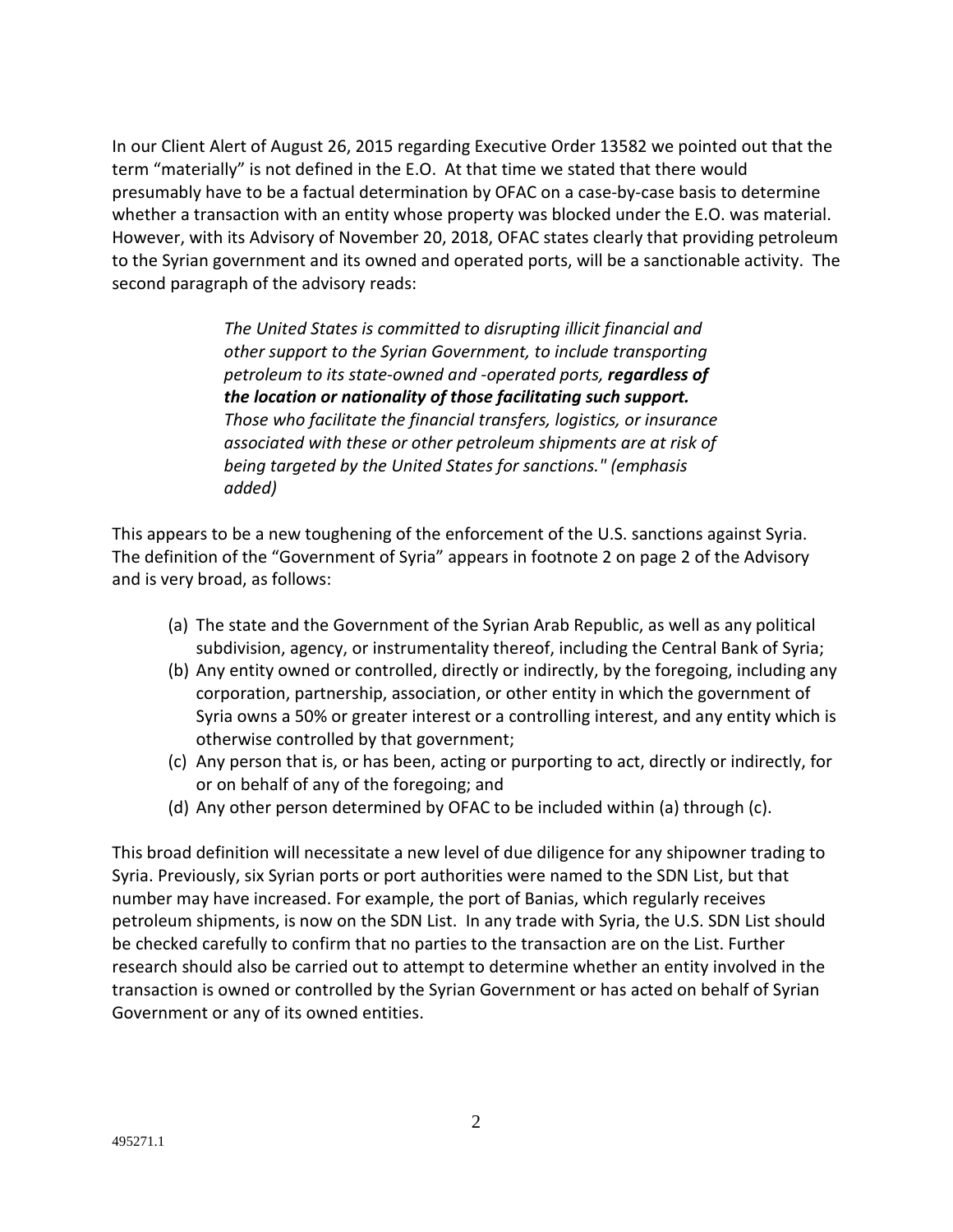In our Client Alert of August 26, 2015 regarding Executive Order 13582 we pointed out that the term "materially" is not defined in the E.O. At that time we stated that there would presumably have to be a factual determination by OFAC on a case-by-case basis to determine whether a transaction with an entity whose property was blocked under the E.O. was material. However, with its Advisory of November 20, 2018, OFAC states clearly that providing petroleum to the Syrian government and its owned and operated ports, will be a sanctionable activity. The second paragraph of the advisory reads:

> *The United States is committed to disrupting illicit financial and other support to the Syrian Government, to include transporting petroleum to its state-owned and -operated ports, **regardless of the location or nationality of those facilitating such support.** Those who facilitate the financial transfers, logistics, or insurance associated with these or other petroleum shipments are at risk of being targeted by the United States for sanctions." (emphasis added)*

This appears to be a new toughening of the enforcement of the U.S. sanctions against Syria. The definition of the "Government of Syria" appears in footnote 2 on page 2 of the Advisory and is very broad, as follows:

(a) The state and the Government of the Syrian Arab Republic, as well as any political subdivision, agency, or instrumentality thereof, including the Central Bank of Syria;
(b) Any entity owned or controlled, directly or indirectly, by the foregoing, including any corporation, partnership, association, or other entity in which the government of Syria owns a 50% or greater interest or a controlling interest, and any entity which is otherwise controlled by that government;
(c) Any person that is, or has been, acting or purporting to act, directly or indirectly, for or on behalf of any of the foregoing; and
(d) Any other person determined by OFAC to be included within (a) through (c).

This broad definition will necessitate a new level of due diligence for any shipowner trading to Syria. Previously, six Syrian ports or port authorities were named to the SDN List, but that number may have increased. For example, the port of Banias, which regularly receives petroleum shipments, is now on the SDN List. In any trade with Syria, the U.S. SDN List should be checked carefully to confirm that no parties to the transaction are on the List. Further research should also be carried out to attempt to determine whether an entity involved in the transaction is owned or controlled by the Syrian Government or has acted on behalf of Syrian Government or any of its owned entities.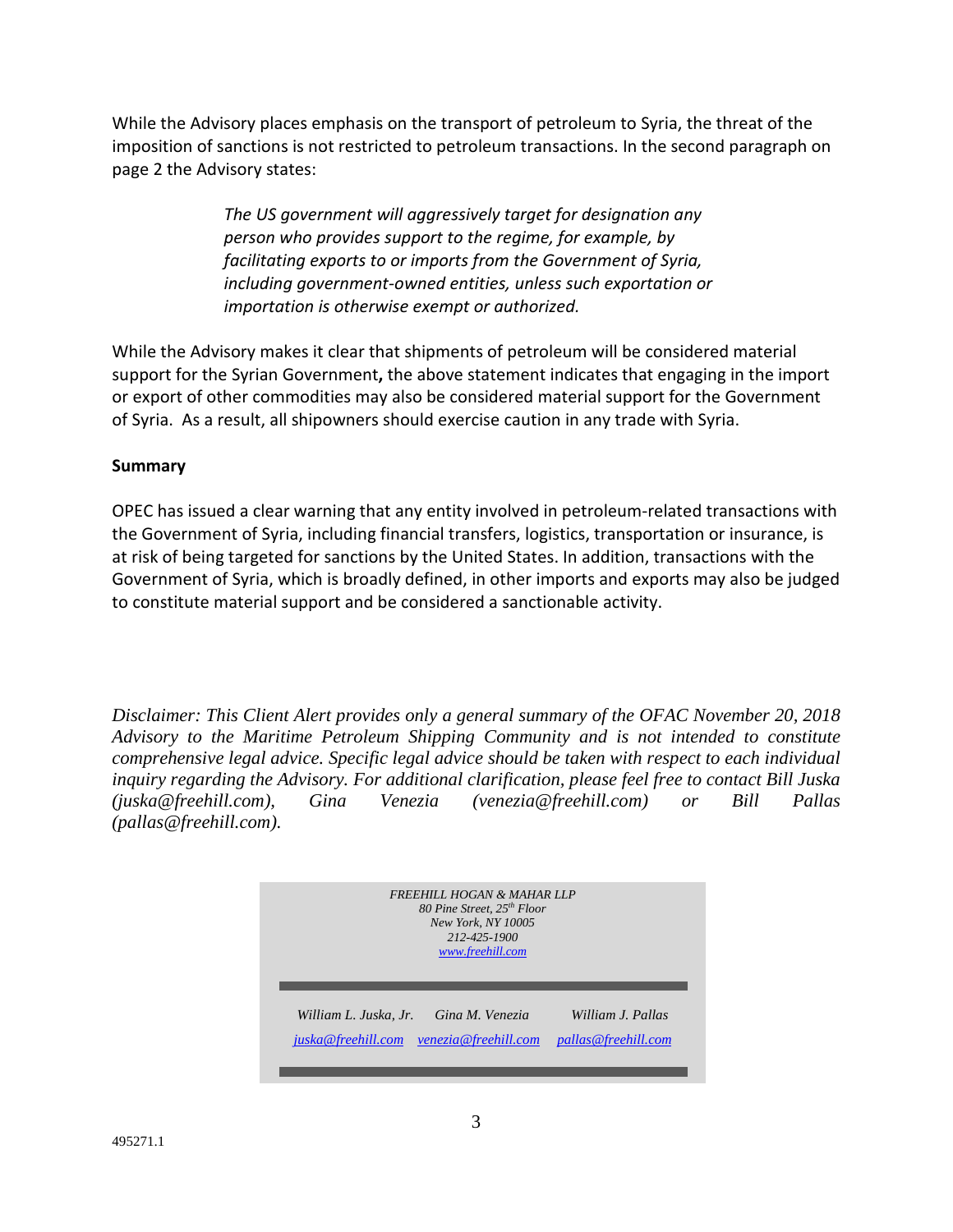While the Advisory places emphasis on the transport of petroleum to Syria, the threat of the imposition of sanctions is not restricted to petroleum transactions. In the second paragraph on page 2 the Advisory states:

> *The US government will aggressively target for designation any person who provides support to the regime, for example, by facilitating exports to or imports from the Government of Syria, including government-owned entities, unless such exportation or importation is otherwise exempt or authorized.*

While the Advisory makes it clear that shipments of petroleum will be considered material support for the Syrian Government**,** the above statement indicates that engaging in the import or export of other commodities may also be considered material support for the Government of Syria. As a result, all shipowners should exercise caution in any trade with Syria.

**Summary**

OPEC has issued a clear warning that any entity involved in petroleum-related transactions with the Government of Syria, including financial transfers, logistics, transportation or insurance, is at risk of being targeted for sanctions by the United States. In addition, transactions with the Government of Syria, which is broadly defined, in other imports and exports may also be judged to constitute material support and be considered a sanctionable activity.

*Disclaimer: This Client Alert provides only a general summary of the OFAC November 20, 2018 Advisory to the Maritime Petroleum Shipping Community and is not intended to constitute comprehensive legal advice. Specific legal advice should be taken with respect to each individual inquiry regarding the Advisory. For additional clarification, please feel free to contact Bill Juska (juska@freehill.com), Gina Venezia (venezia@freehill.com) or Bill Pallas (pallas@freehill.com).*

*FREEHILL HOGAN & MAHAR LLP*
*80 Pine Street, 25th Floor*
*New York, NY 10005*
*212-425-1900*
*www.freehill.com*

| William L. Juska, Jr. | Gina M. Venezia | William J. Pallas |
|---|---|---|
| juska@freehill.com | venezia@freehill.com | pallas@freehill.com |

495271.1